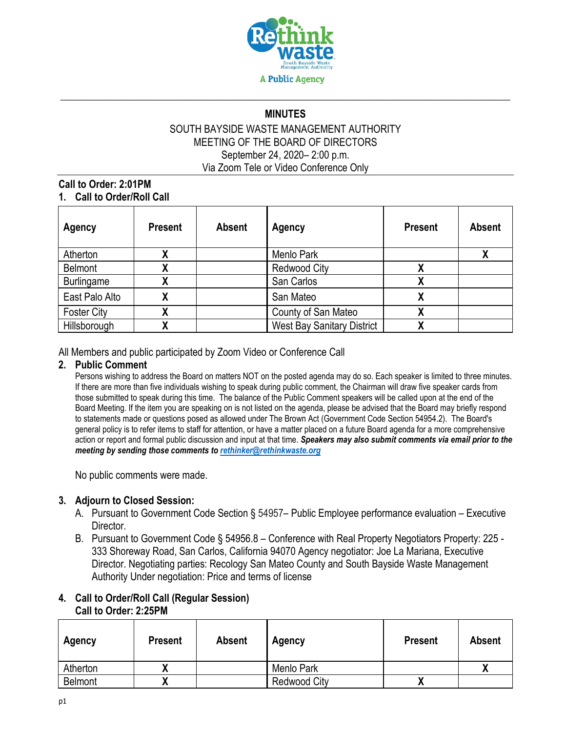**MINUTES**

SOUTH BAYSIDE WASTE MANAGEMENT AUTHORITY
MEETING OF THE BOARD OF DIRECTORS
September 24, 2020– 2:00 p.m.
Via Zoom Tele or Video Conference Only

**Call to Order: 2:01PM**

**1. Call to Order/Roll Call**

| Agency | Present | Absent | Agency | Present | Absent |
|---|---|---|---|---|---|
| Atherton | X | | Menlo Park | | X |
| Belmont | X | | Redwood City | X | |
| Burlingame | X | | San Carlos | X | |
| East Palo Alto | X | | San Mateo | X | |
| Foster City | X | | County of San Mateo | X | |
| Hillsborough | X | | West Bay Sanitary District | X | |

All Members and public participated by Zoom Video or Conference Call

**2. Public Comment**

Persons wishing to address the Board on matters NOT on the posted agenda may do so. Each speaker is limited to three minutes. If there are more than five individuals wishing to speak during public comment, the Chairman will draw five speaker cards from those submitted to speak during this time. The balance of the Public Comment speakers will be called upon at the end of the Board Meeting. If the item you are speaking on is not listed on the agenda, please be advised that the Board may briefly respond to statements made or questions posed as allowed under The Brown Act (Government Code Section 54954.2). The Board's general policy is to refer items to staff for attention, or have a matter placed on a future Board agenda for a more comprehensive action or report and formal public discussion and input at that time. ***Speakers may also submit comments via email prior to the meeting by sending those comments to rethinker@rethinkwaste.org***

No public comments were made.

**3. Adjourn to Closed Session:**

A. Pursuant to Government Code Section § 54957– Public Employee performance evaluation – Executive Director.

B. Pursuant to Government Code § 54956.8 – Conference with Real Property Negotiators Property: 225 - 333 Shoreway Road, San Carlos, California 94070 Agency negotiator: Joe La Mariana, Executive Director. Negotiating parties: Recology San Mateo County and South Bayside Waste Management Authority Under negotiation: Price and terms of license

**4. Call to Order/Roll Call (Regular Session)**
**Call to Order: 2:25PM**

| Agency | Present | Absent | Agency | Present | Absent |
|---|---|---|---|---|---|
| Atherton | X | | Menlo Park | | X |
| Belmont | X | | Redwood City | X | |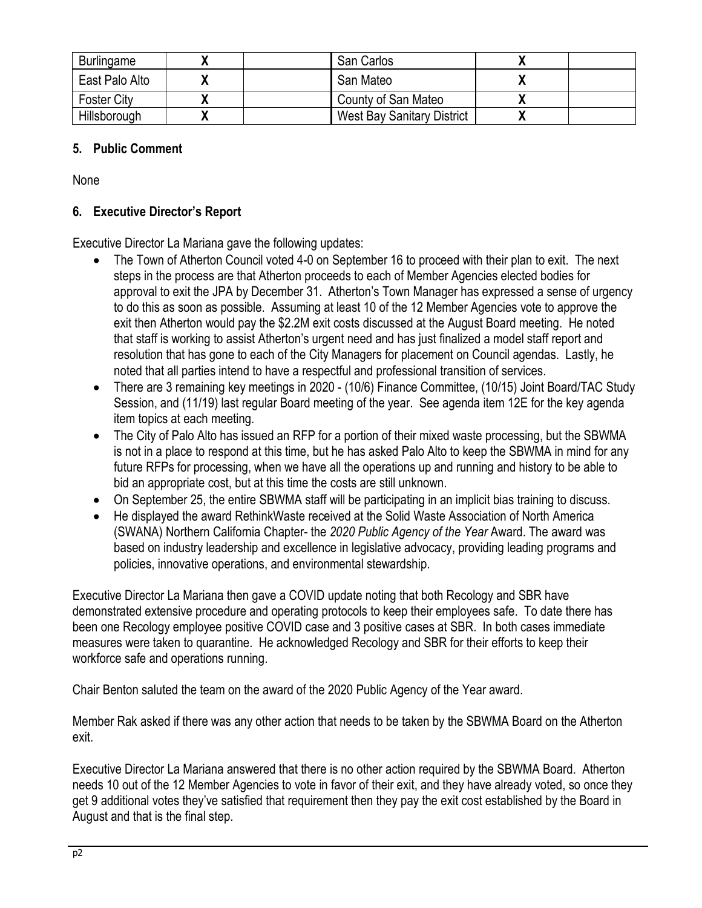| Burlingame | X | | San Carlos | X | |
|---|---|---|---|---|---|
| East Palo Alto | X | | San Mateo | X | |
| Foster City | X | | County of San Mateo | X | |
| Hillsborough | X | | West Bay Sanitary District | X | |

## 5. Public Comment

None

## 6. Executive Director's Report

Executive Director La Mariana gave the following updates:

- The Town of Atherton Council voted 4-0 on September 16 to proceed with their plan to exit. The next steps in the process are that Atherton proceeds to each of Member Agencies elected bodies for approval to exit the JPA by December 31. Atherton's Town Manager has expressed a sense of urgency to do this as soon as possible. Assuming at least 10 of the 12 Member Agencies vote to approve the exit then Atherton would pay the $2.2M exit costs discussed at the August Board meeting. He noted that staff is working to assist Atherton's urgent need and has just finalized a model staff report and resolution that has gone to each of the City Managers for placement on Council agendas. Lastly, he noted that all parties intend to have a respectful and professional transition of services.
- There are 3 remaining key meetings in 2020 - (10/6) Finance Committee, (10/15) Joint Board/TAC Study Session, and (11/19) last regular Board meeting of the year. See agenda item 12E for the key agenda item topics at each meeting.
- The City of Palo Alto has issued an RFP for a portion of their mixed waste processing, but the SBWMA is not in a place to respond at this time, but he has asked Palo Alto to keep the SBWMA in mind for any future RFPs for processing, when we have all the operations up and running and history to be able to bid an appropriate cost, but at this time the costs are still unknown.
- On September 25, the entire SBWMA staff will be participating in an implicit bias training to discuss.
- He displayed the award RethinkWaste received at the Solid Waste Association of North America (SWANA) Northern California Chapter- the *2020 Public Agency of the Year* Award. The award was based on industry leadership and excellence in legislative advocacy, providing leading programs and policies, innovative operations, and environmental stewardship.

Executive Director La Mariana then gave a COVID update noting that both Recology and SBR have demonstrated extensive procedure and operating protocols to keep their employees safe. To date there has been one Recology employee positive COVID case and 3 positive cases at SBR. In both cases immediate measures were taken to quarantine. He acknowledged Recology and SBR for their efforts to keep their workforce safe and operations running.

Chair Benton saluted the team on the award of the 2020 Public Agency of the Year award.

Member Rak asked if there was any other action that needs to be taken by the SBWMA Board on the Atherton exit.

Executive Director La Mariana answered that there is no other action required by the SBWMA Board. Atherton needs 10 out of the 12 Member Agencies to vote in favor of their exit, and they have already voted, so once they get 9 additional votes they've satisfied that requirement then they pay the exit cost established by the Board in August and that is the final step.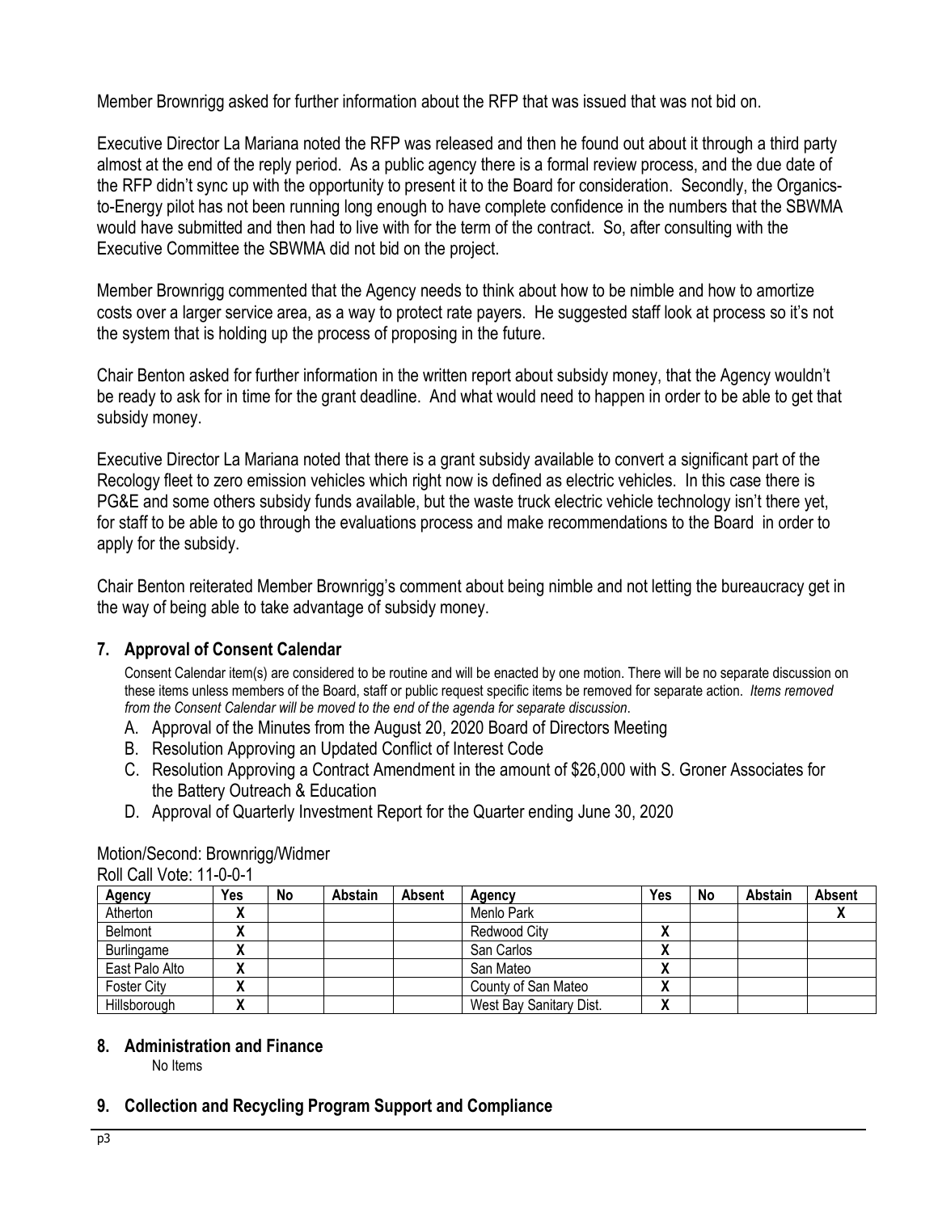Member Brownrigg asked for further information about the RFP that was issued that was not bid on.

Executive Director La Mariana noted the RFP was released and then he found out about it through a third party almost at the end of the reply period. As a public agency there is a formal review process, and the due date of the RFP didn't sync up with the opportunity to present it to the Board for consideration. Secondly, the Organics-to-Energy pilot has not been running long enough to have complete confidence in the numbers that the SBWMA would have submitted and then had to live with for the term of the contract. So, after consulting with the Executive Committee the SBWMA did not bid on the project.

Member Brownrigg commented that the Agency needs to think about how to be nimble and how to amortize costs over a larger service area, as a way to protect rate payers. He suggested staff look at process so it's not the system that is holding up the process of proposing in the future.

Chair Benton asked for further information in the written report about subsidy money, that the Agency wouldn't be ready to ask for in time for the grant deadline. And what would need to happen in order to be able to get that subsidy money.

Executive Director La Mariana noted that there is a grant subsidy available to convert a significant part of the Recology fleet to zero emission vehicles which right now is defined as electric vehicles. In this case there is PG&E and some others subsidy funds available, but the waste truck electric vehicle technology isn't there yet, for staff to be able to go through the evaluations process and make recommendations to the Board in order to apply for the subsidy.

Chair Benton reiterated Member Brownrigg's comment about being nimble and not letting the bureaucracy get in the way of being able to take advantage of subsidy money.

## 7. Approval of Consent Calendar

Consent Calendar item(s) are considered to be routine and will be enacted by one motion. There will be no separate discussion on these items unless members of the Board, staff or public request specific items be removed for separate action. *Items removed from the Consent Calendar will be moved to the end of the agenda for separate discussion*.

A. Approval of the Minutes from the August 20, 2020 Board of Directors Meeting
B. Resolution Approving an Updated Conflict of Interest Code
C. Resolution Approving a Contract Amendment in the amount of $26,000 with S. Groner Associates for the Battery Outreach & Education
D. Approval of Quarterly Investment Report for the Quarter ending June 30, 2020

Motion/Second: Brownrigg/Widmer
Roll Call Vote: 11-0-0-1

| Agency | Yes | No | Abstain | Absent | Agency | Yes | No | Abstain | Absent |
|---|---|---|---|---|---|---|---|---|---|
| Atherton | X | | | | Menlo Park | | | | X |
| Belmont | X | | | | Redwood City | X | | | |
| Burlingame | X | | | | San Carlos | X | | | |
| East Palo Alto | X | | | | San Mateo | X | | | |
| Foster City | X | | | | County of San Mateo | X | | | |
| Hillsborough | X | | | | West Bay Sanitary Dist. | X | | | |

## 8. Administration and Finance

No Items

## 9. Collection and Recycling Program Support and Compliance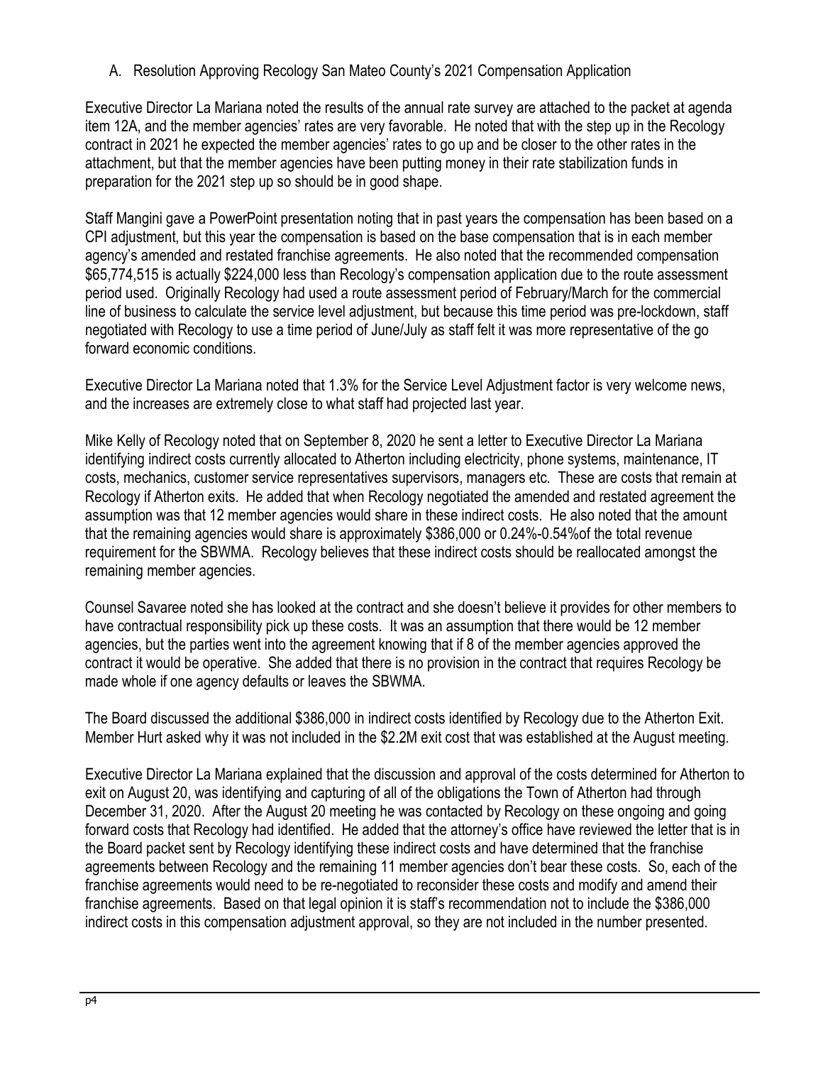A. Resolution Approving Recology San Mateo County's 2021 Compensation Application

Executive Director La Mariana noted the results of the annual rate survey are attached to the packet at agenda item 12A, and the member agencies' rates are very favorable. He noted that with the step up in the Recology contract in 2021 he expected the member agencies' rates to go up and be closer to the other rates in the attachment, but that the member agencies have been putting money in their rate stabilization funds in preparation for the 2021 step up so should be in good shape.

Staff Mangini gave a PowerPoint presentation noting that in past years the compensation has been based on a CPI adjustment, but this year the compensation is based on the base compensation that is in each member agency's amended and restated franchise agreements. He also noted that the recommended compensation $65,774,515 is actually $224,000 less than Recology's compensation application due to the route assessment period used. Originally Recology had used a route assessment period of February/March for the commercial line of business to calculate the service level adjustment, but because this time period was pre-lockdown, staff negotiated with Recology to use a time period of June/July as staff felt it was more representative of the go forward economic conditions.

Executive Director La Mariana noted that 1.3% for the Service Level Adjustment factor is very welcome news, and the increases are extremely close to what staff had projected last year.

Mike Kelly of Recology noted that on September 8, 2020 he sent a letter to Executive Director La Mariana identifying indirect costs currently allocated to Atherton including electricity, phone systems, maintenance, IT costs, mechanics, customer service representatives supervisors, managers etc. These are costs that remain at Recology if Atherton exits. He added that when Recology negotiated the amended and restated agreement the assumption was that 12 member agencies would share in these indirect costs. He also noted that the amount that the remaining agencies would share is approximately $386,000 or 0.24%-0.54%of the total revenue requirement for the SBWMA. Recology believes that these indirect costs should be reallocated amongst the remaining member agencies.

Counsel Savaree noted she has looked at the contract and she doesn't believe it provides for other members to have contractual responsibility pick up these costs. It was an assumption that there would be 12 member agencies, but the parties went into the agreement knowing that if 8 of the member agencies approved the contract it would be operative. She added that there is no provision in the contract that requires Recology be made whole if one agency defaults or leaves the SBWMA.

The Board discussed the additional $386,000 in indirect costs identified by Recology due to the Atherton Exit. Member Hurt asked why it was not included in the $2.2M exit cost that was established at the August meeting.

Executive Director La Mariana explained that the discussion and approval of the costs determined for Atherton to exit on August 20, was identifying and capturing of all of the obligations the Town of Atherton had through December 31, 2020. After the August 20 meeting he was contacted by Recology on these ongoing and going forward costs that Recology had identified. He added that the attorney's office have reviewed the letter that is in the Board packet sent by Recology identifying these indirect costs and have determined that the franchise agreements between Recology and the remaining 11 member agencies don't bear these costs. So, each of the franchise agreements would need to be re-negotiated to reconsider these costs and modify and amend their franchise agreements. Based on that legal opinion it is staff's recommendation not to include the $386,000 indirect costs in this compensation adjustment approval, so they are not included in the number presented.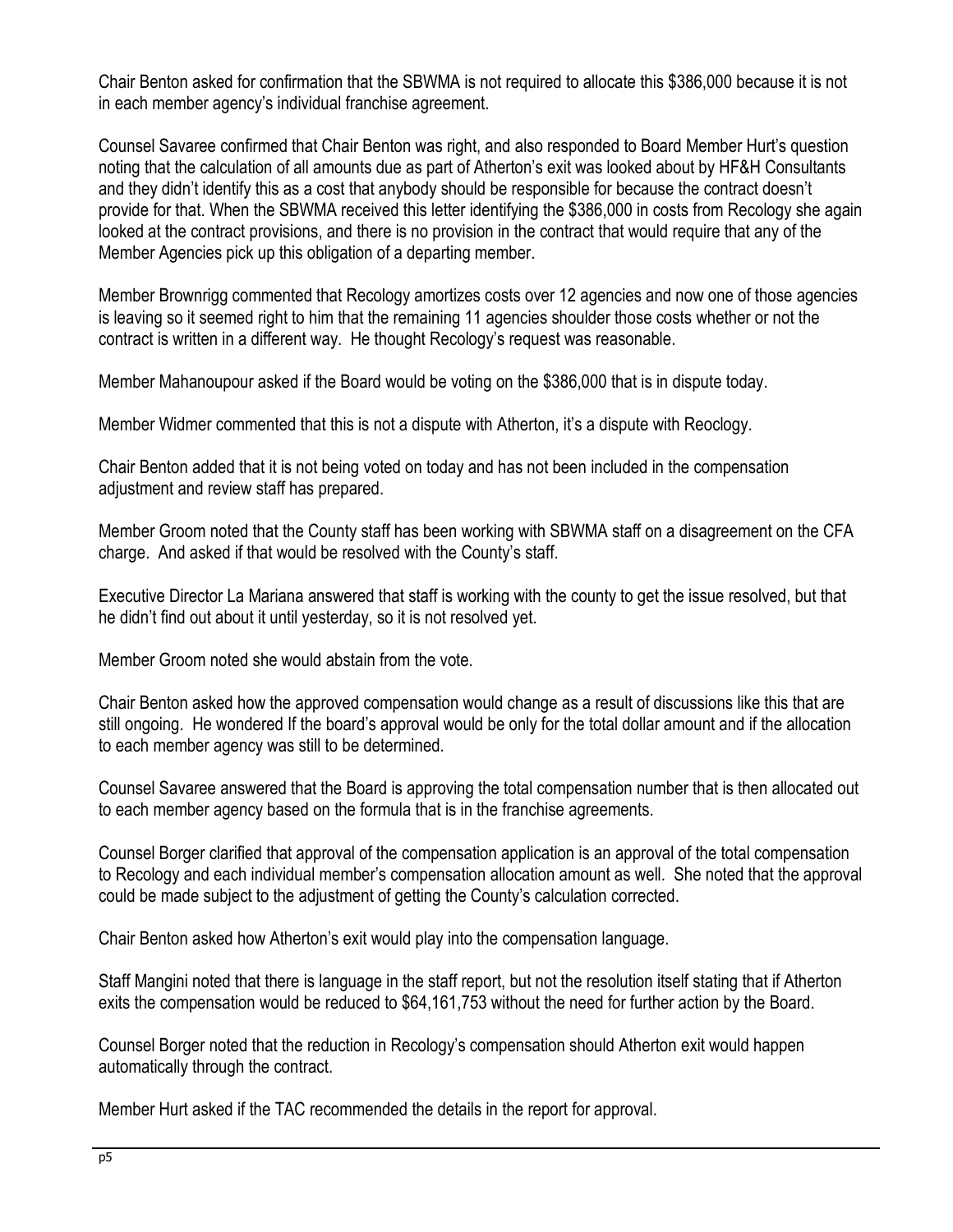Chair Benton asked for confirmation that the SBWMA is not required to allocate this $386,000 because it is not in each member agency's individual franchise agreement.

Counsel Savaree confirmed that Chair Benton was right, and also responded to Board Member Hurt's question noting that the calculation of all amounts due as part of Atherton's exit was looked about by HF&H Consultants and they didn't identify this as a cost that anybody should be responsible for because the contract doesn't provide for that. When the SBWMA received this letter identifying the $386,000 in costs from Recology she again looked at the contract provisions, and there is no provision in the contract that would require that any of the Member Agencies pick up this obligation of a departing member.

Member Brownrigg commented that Recology amortizes costs over 12 agencies and now one of those agencies is leaving so it seemed right to him that the remaining 11 agencies shoulder those costs whether or not the contract is written in a different way. He thought Recology's request was reasonable.

Member Mahanoupour asked if the Board would be voting on the $386,000 that is in dispute today.

Member Widmer commented that this is not a dispute with Atherton, it's a dispute with Reoclogy.

Chair Benton added that it is not being voted on today and has not been included in the compensation adjustment and review staff has prepared.

Member Groom noted that the County staff has been working with SBWMA staff on a disagreement on the CFA charge. And asked if that would be resolved with the County's staff.

Executive Director La Mariana answered that staff is working with the county to get the issue resolved, but that he didn't find out about it until yesterday, so it is not resolved yet.

Member Groom noted she would abstain from the vote.

Chair Benton asked how the approved compensation would change as a result of discussions like this that are still ongoing. He wondered If the board's approval would be only for the total dollar amount and if the allocation to each member agency was still to be determined.

Counsel Savaree answered that the Board is approving the total compensation number that is then allocated out to each member agency based on the formula that is in the franchise agreements.

Counsel Borger clarified that approval of the compensation application is an approval of the total compensation to Recology and each individual member's compensation allocation amount as well. She noted that the approval could be made subject to the adjustment of getting the County's calculation corrected.

Chair Benton asked how Atherton's exit would play into the compensation language.

Staff Mangini noted that there is language in the staff report, but not the resolution itself stating that if Atherton exits the compensation would be reduced to $64,161,753 without the need for further action by the Board.

Counsel Borger noted that the reduction in Recology's compensation should Atherton exit would happen automatically through the contract.

Member Hurt asked if the TAC recommended the details in the report for approval.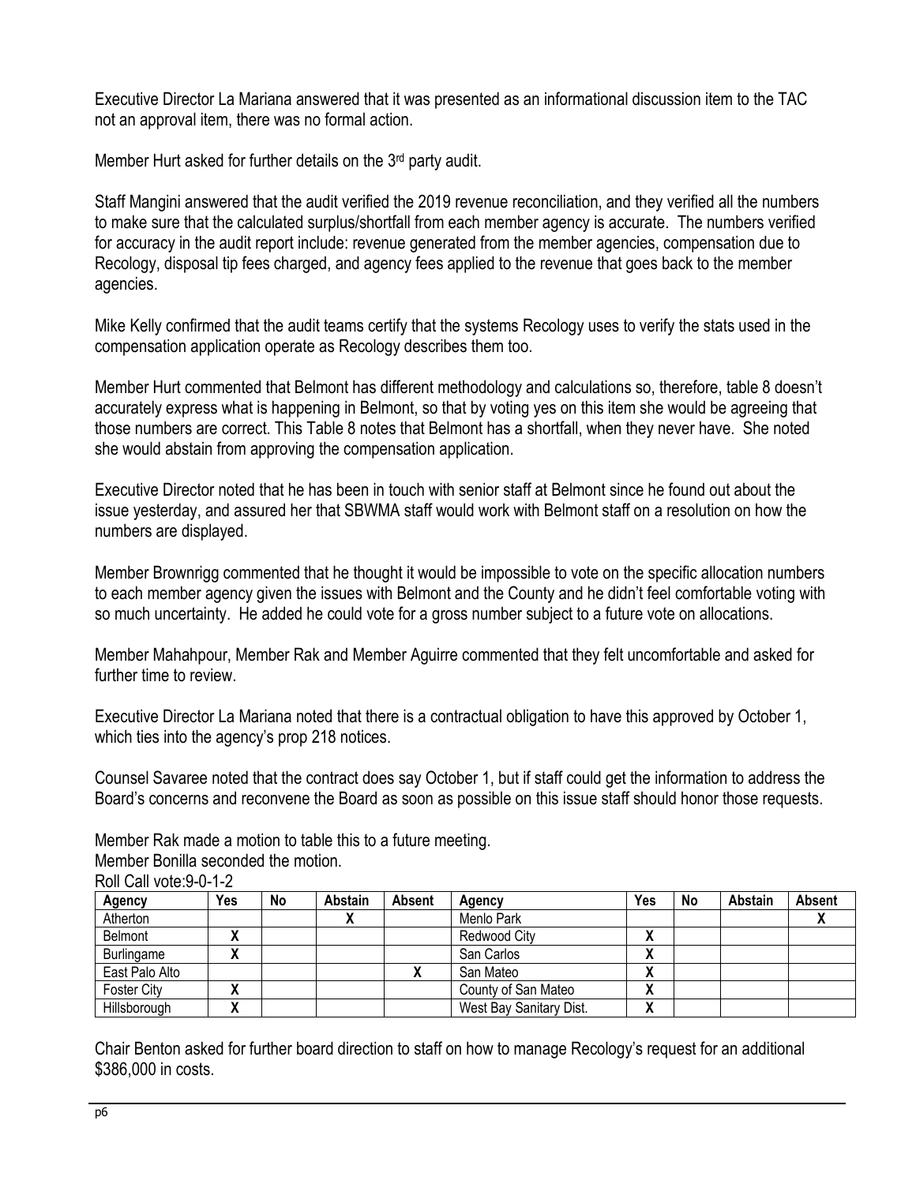Executive Director La Mariana answered that it was presented as an informational discussion item to the TAC not an approval item, there was no formal action.

Member Hurt asked for further details on the 3rd party audit.

Staff Mangini answered that the audit verified the 2019 revenue reconciliation, and they verified all the numbers to make sure that the calculated surplus/shortfall from each member agency is accurate. The numbers verified for accuracy in the audit report include: revenue generated from the member agencies, compensation due to Recology, disposal tip fees charged, and agency fees applied to the revenue that goes back to the member agencies.

Mike Kelly confirmed that the audit teams certify that the systems Recology uses to verify the stats used in the compensation application operate as Recology describes them too.

Member Hurt commented that Belmont has different methodology and calculations so, therefore, table 8 doesn't accurately express what is happening in Belmont, so that by voting yes on this item she would be agreeing that those numbers are correct. This Table 8 notes that Belmont has a shortfall, when they never have. She noted she would abstain from approving the compensation application.

Executive Director noted that he has been in touch with senior staff at Belmont since he found out about the issue yesterday, and assured her that SBWMA staff would work with Belmont staff on a resolution on how the numbers are displayed.

Member Brownrigg commented that he thought it would be impossible to vote on the specific allocation numbers to each member agency given the issues with Belmont and the County and he didn't feel comfortable voting with so much uncertainty. He added he could vote for a gross number subject to a future vote on allocations.

Member Mahahpour, Member Rak and Member Aguirre commented that they felt uncomfortable and asked for further time to review.

Executive Director La Mariana noted that there is a contractual obligation to have this approved by October 1, which ties into the agency's prop 218 notices.

Counsel Savaree noted that the contract does say October 1, but if staff could get the information to address the Board's concerns and reconvene the Board as soon as possible on this issue staff should honor those requests.

Member Rak made a motion to table this to a future meeting.
Member Bonilla seconded the motion.
Roll Call vote:9-0-1-2

| Agency | Yes | No | Abstain | Absent | Agency | Yes | No | Abstain | Absent |
|---|---|---|---|---|---|---|---|---|---|
| Atherton | | | X | | Menlo Park | | | | X |
| Belmont | X | | | | Redwood City | X | | | |
| Burlingame | X | | | | San Carlos | X | | | |
| East Palo Alto | | | | X | San Mateo | X | | | |
| Foster City | X | | | | County of San Mateo | X | | | |
| Hillsborough | X | | | | West Bay Sanitary Dist. | X | | | |

Chair Benton asked for further board direction to staff on how to manage Recology's request for an additional $386,000 in costs.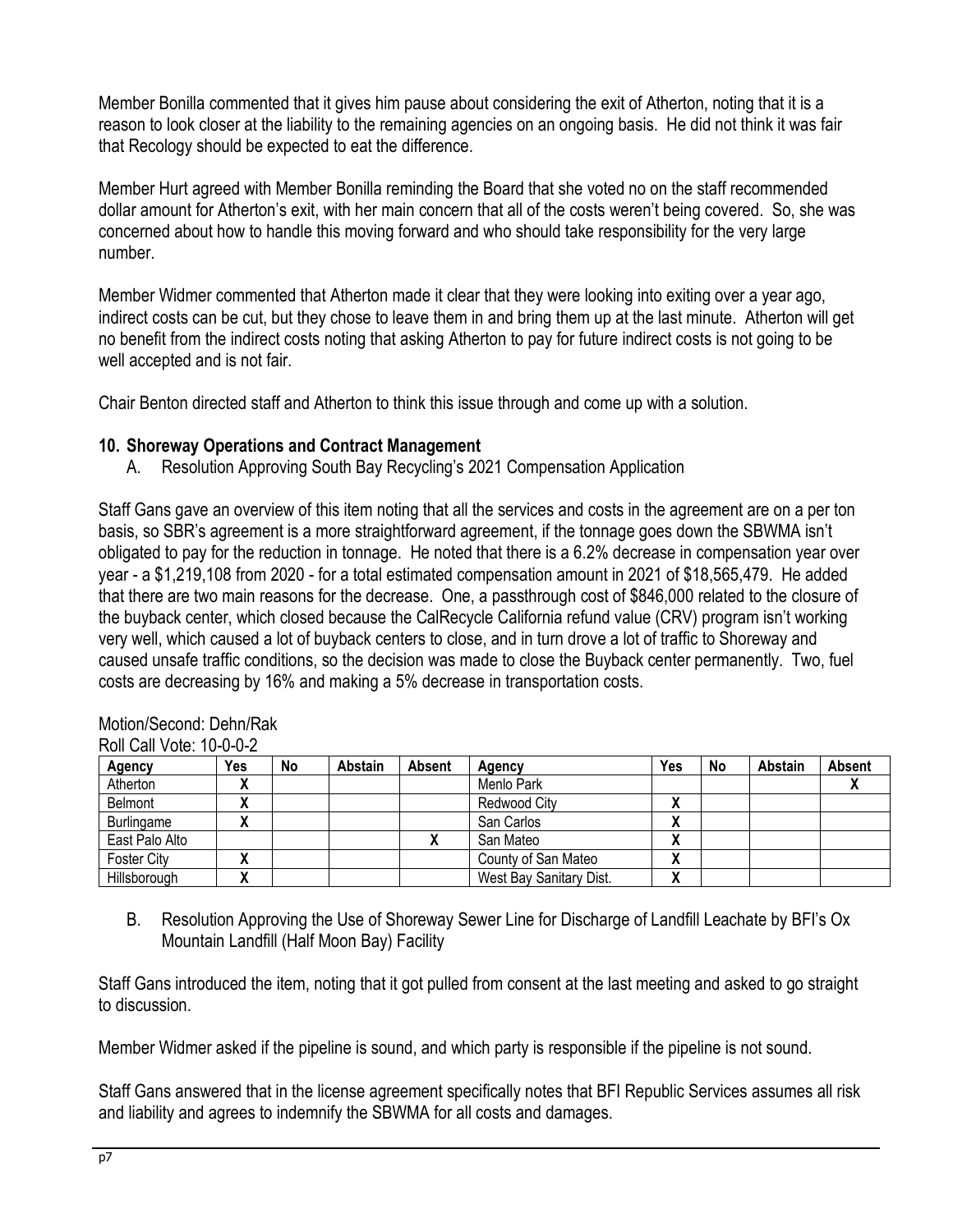Member Bonilla commented that it gives him pause about considering the exit of Atherton, noting that it is a reason to look closer at the liability to the remaining agencies on an ongoing basis. He did not think it was fair that Recology should be expected to eat the difference.

Member Hurt agreed with Member Bonilla reminding the Board that she voted no on the staff recommended dollar amount for Atherton's exit, with her main concern that all of the costs weren't being covered. So, she was concerned about how to handle this moving forward and who should take responsibility for the very large number.

Member Widmer commented that Atherton made it clear that they were looking into exiting over a year ago, indirect costs can be cut, but they chose to leave them in and bring them up at the last minute. Atherton will get no benefit from the indirect costs noting that asking Atherton to pay for future indirect costs is not going to be well accepted and is not fair.

Chair Benton directed staff and Atherton to think this issue through and come up with a solution.

## 10. Shoreway Operations and Contract Management

A. Resolution Approving South Bay Recycling's 2021 Compensation Application

Staff Gans gave an overview of this item noting that all the services and costs in the agreement are on a per ton basis, so SBR's agreement is a more straightforward agreement, if the tonnage goes down the SBWMA isn't obligated to pay for the reduction in tonnage. He noted that there is a 6.2% decrease in compensation year over year - a $1,219,108 from 2020 - for a total estimated compensation amount in 2021 of $18,565,479. He added that there are two main reasons for the decrease. One, a passthrough cost of $846,000 related to the closure of the buyback center, which closed because the CalRecycle California refund value (CRV) program isn't working very well, which caused a lot of buyback centers to close, and in turn drove a lot of traffic to Shoreway and caused unsafe traffic conditions, so the decision was made to close the Buyback center permanently. Two, fuel costs are decreasing by 16% and making a 5% decrease in transportation costs.

Motion/Second: Dehn/Rak
Roll Call Vote: 10-0-0-2

| Agency | Yes | No | Abstain | Absent | Agency | Yes | No | Abstain | Absent |
|---|---|---|---|---|---|---|---|---|---|
| Atherton | X | | | | Menlo Park | | | | X |
| Belmont | X | | | | Redwood City | X | | | |
| Burlingame | X | | | | San Carlos | X | | | |
| East Palo Alto | | | | X | San Mateo | X | | | |
| Foster City | X | | | | County of San Mateo | X | | | |
| Hillsborough | X | | | | West Bay Sanitary Dist. | X | | | |

B. Resolution Approving the Use of Shoreway Sewer Line for Discharge of Landfill Leachate by BFI's Ox Mountain Landfill (Half Moon Bay) Facility

Staff Gans introduced the item, noting that it got pulled from consent at the last meeting and asked to go straight to discussion.

Member Widmer asked if the pipeline is sound, and which party is responsible if the pipeline is not sound.

Staff Gans answered that in the license agreement specifically notes that BFI Republic Services assumes all risk and liability and agrees to indemnify the SBWMA for all costs and damages.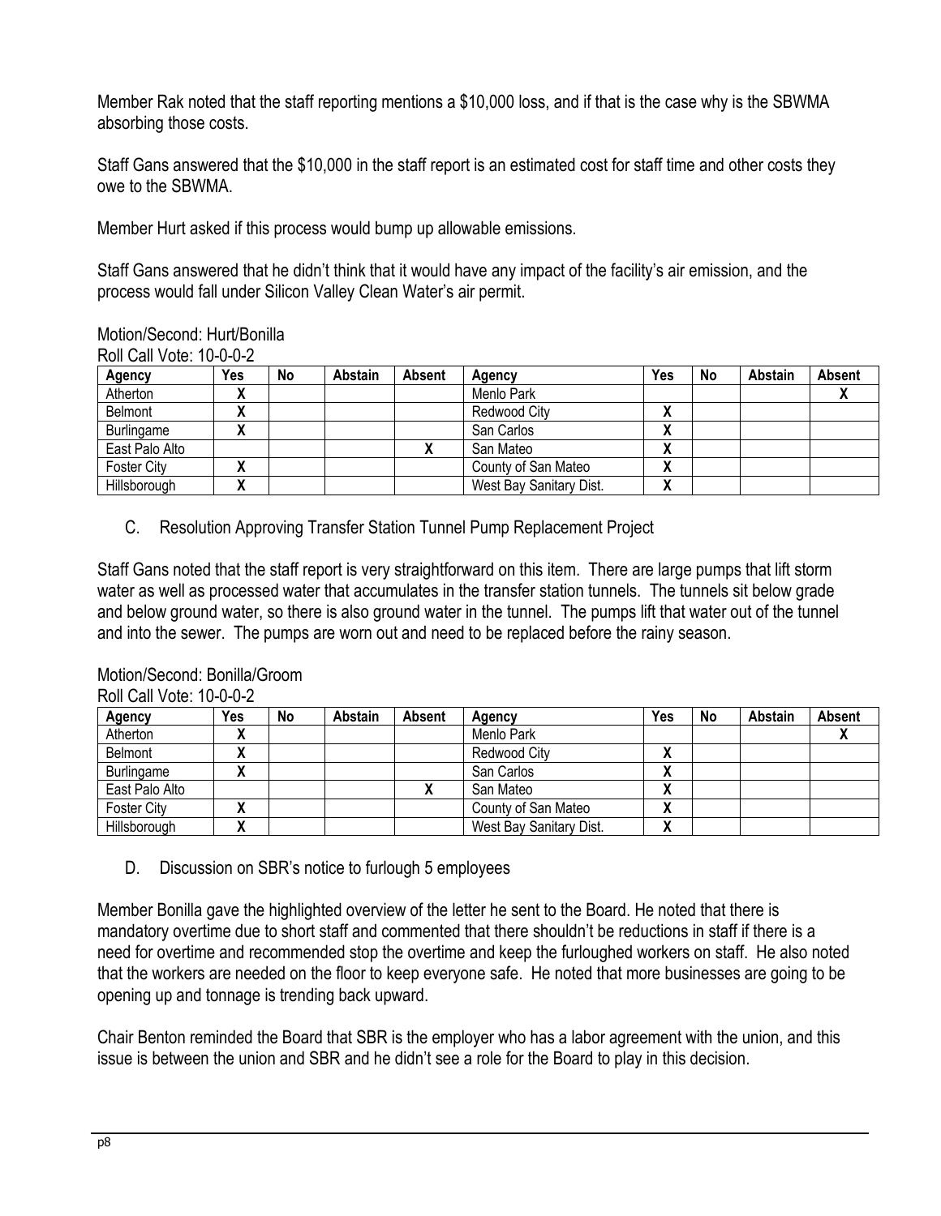Member Rak noted that the staff reporting mentions a $10,000 loss, and if that is the case why is the SBWMA absorbing those costs.

Staff Gans answered that the $10,000 in the staff report is an estimated cost for staff time and other costs they owe to the SBWMA.

Member Hurt asked if this process would bump up allowable emissions.

Staff Gans answered that he didn't think that it would have any impact of the facility's air emission, and the process would fall under Silicon Valley Clean Water's air permit.

Motion/Second: Hurt/Bonilla
Roll Call Vote: 10-0-0-2

| Agency | Yes | No | Abstain | Absent | Agency | Yes | No | Abstain | Absent |
|---|---|---|---|---|---|---|---|---|---|
| Atherton | X | | | | Menlo Park | | | | X |
| Belmont | X | | | | Redwood City | X | | | |
| Burlingame | X | | | | San Carlos | X | | | |
| East Palo Alto | | | | X | San Mateo | X | | | |
| Foster City | X | | | | County of San Mateo | X | | | |
| Hillsborough | X | | | | West Bay Sanitary Dist. | X | | | |

C. Resolution Approving Transfer Station Tunnel Pump Replacement Project

Staff Gans noted that the staff report is very straightforward on this item. There are large pumps that lift storm water as well as processed water that accumulates in the transfer station tunnels. The tunnels sit below grade and below ground water, so there is also ground water in the tunnel. The pumps lift that water out of the tunnel and into the sewer. The pumps are worn out and need to be replaced before the rainy season.

Motion/Second: Bonilla/Groom
Roll Call Vote: 10-0-0-2

| Agency | Yes | No | Abstain | Absent | Agency | Yes | No | Abstain | Absent |
|---|---|---|---|---|---|---|---|---|---|
| Atherton | X | | | | Menlo Park | | | | X |
| Belmont | X | | | | Redwood City | X | | | |
| Burlingame | X | | | | San Carlos | X | | | |
| East Palo Alto | | | | X | San Mateo | X | | | |
| Foster City | X | | | | County of San Mateo | X | | | |
| Hillsborough | X | | | | West Bay Sanitary Dist. | X | | | |

D. Discussion on SBR's notice to furlough 5 employees

Member Bonilla gave the highlighted overview of the letter he sent to the Board. He noted that there is mandatory overtime due to short staff and commented that there shouldn't be reductions in staff if there is a need for overtime and recommended stop the overtime and keep the furloughed workers on staff. He also noted that the workers are needed on the floor to keep everyone safe. He noted that more businesses are going to be opening up and tonnage is trending back upward.

Chair Benton reminded the Board that SBR is the employer who has a labor agreement with the union, and this issue is between the union and SBR and he didn't see a role for the Board to play in this decision.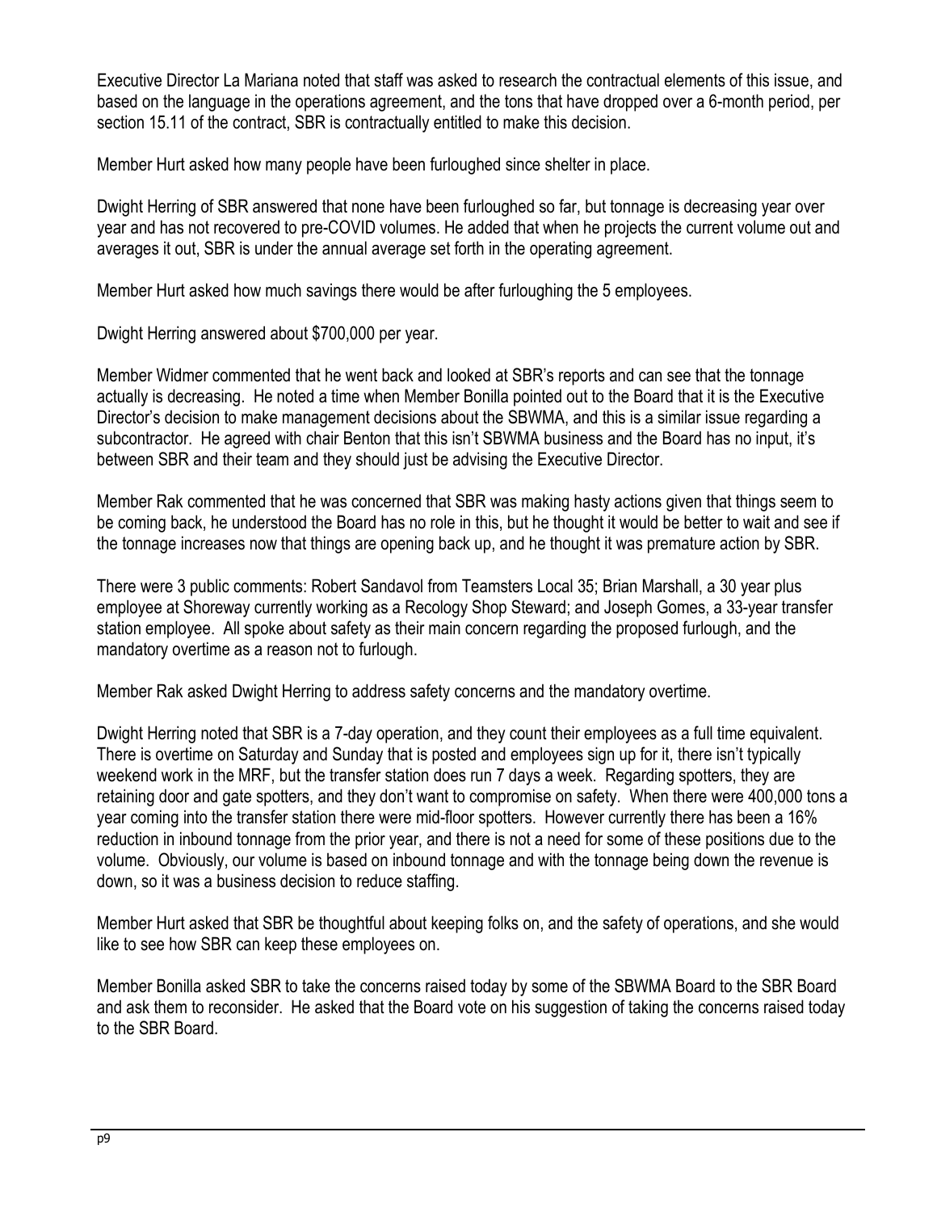Executive Director La Mariana noted that staff was asked to research the contractual elements of this issue, and based on the language in the operations agreement, and the tons that have dropped over a 6-month period, per section 15.11 of the contract, SBR is contractually entitled to make this decision.

Member Hurt asked how many people have been furloughed since shelter in place.

Dwight Herring of SBR answered that none have been furloughed so far, but tonnage is decreasing year over year and has not recovered to pre-COVID volumes. He added that when he projects the current volume out and averages it out, SBR is under the annual average set forth in the operating agreement.

Member Hurt asked how much savings there would be after furloughing the 5 employees.

Dwight Herring answered about $700,000 per year.

Member Widmer commented that he went back and looked at SBR's reports and can see that the tonnage actually is decreasing. He noted a time when Member Bonilla pointed out to the Board that it is the Executive Director's decision to make management decisions about the SBWMA, and this is a similar issue regarding a subcontractor. He agreed with chair Benton that this isn't SBWMA business and the Board has no input, it's between SBR and their team and they should just be advising the Executive Director.

Member Rak commented that he was concerned that SBR was making hasty actions given that things seem to be coming back, he understood the Board has no role in this, but he thought it would be better to wait and see if the tonnage increases now that things are opening back up, and he thought it was premature action by SBR.

There were 3 public comments: Robert Sandavol from Teamsters Local 35; Brian Marshall, a 30 year plus employee at Shoreway currently working as a Recology Shop Steward; and Joseph Gomes, a 33-year transfer station employee. All spoke about safety as their main concern regarding the proposed furlough, and the mandatory overtime as a reason not to furlough.

Member Rak asked Dwight Herring to address safety concerns and the mandatory overtime.

Dwight Herring noted that SBR is a 7-day operation, and they count their employees as a full time equivalent. There is overtime on Saturday and Sunday that is posted and employees sign up for it, there isn't typically weekend work in the MRF, but the transfer station does run 7 days a week. Regarding spotters, they are retaining door and gate spotters, and they don't want to compromise on safety. When there were 400,000 tons a year coming into the transfer station there were mid-floor spotters. However currently there has been a 16% reduction in inbound tonnage from the prior year, and there is not a need for some of these positions due to the volume. Obviously, our volume is based on inbound tonnage and with the tonnage being down the revenue is down, so it was a business decision to reduce staffing.

Member Hurt asked that SBR be thoughtful about keeping folks on, and the safety of operations, and she would like to see how SBR can keep these employees on.

Member Bonilla asked SBR to take the concerns raised today by some of the SBWMA Board to the SBR Board and ask them to reconsider. He asked that the Board vote on his suggestion of taking the concerns raised today to the SBR Board.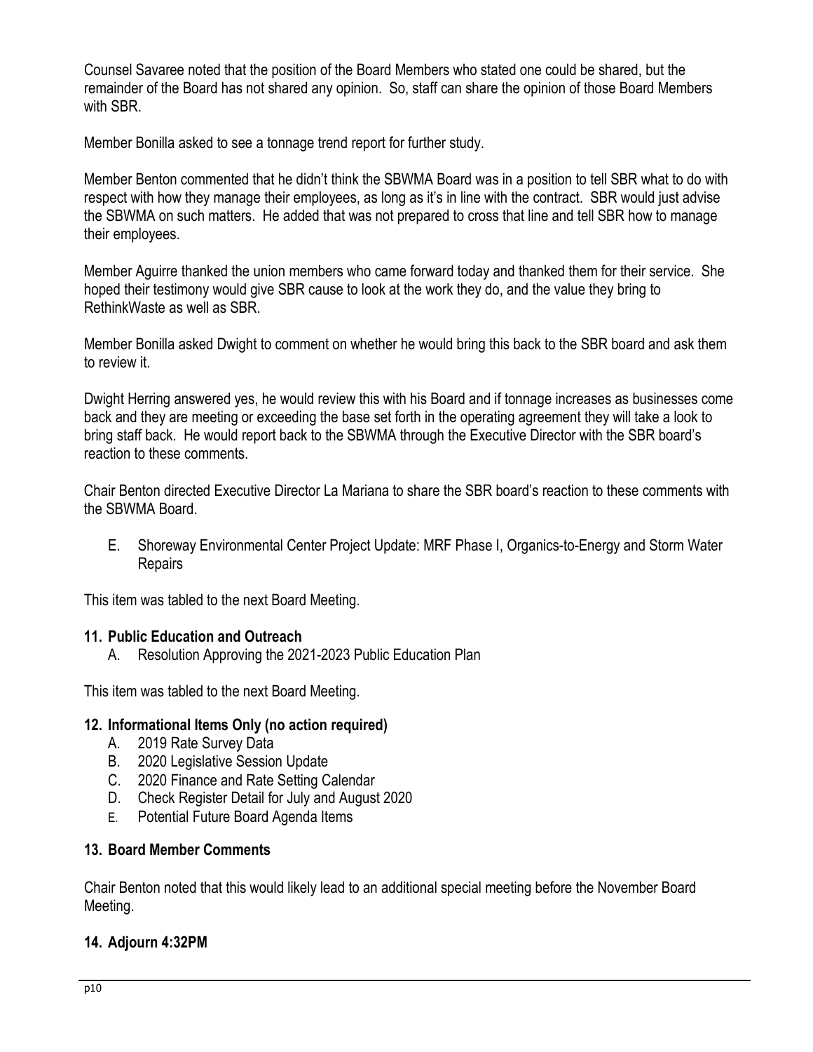Counsel Savaree noted that the position of the Board Members who stated one could be shared, but the remainder of the Board has not shared any opinion. So, staff can share the opinion of those Board Members with SBR.

Member Bonilla asked to see a tonnage trend report for further study.

Member Benton commented that he didn't think the SBWMA Board was in a position to tell SBR what to do with respect with how they manage their employees, as long as it's in line with the contract. SBR would just advise the SBWMA on such matters. He added that was not prepared to cross that line and tell SBR how to manage their employees.

Member Aguirre thanked the union members who came forward today and thanked them for their service. She hoped their testimony would give SBR cause to look at the work they do, and the value they bring to RethinkWaste as well as SBR.

Member Bonilla asked Dwight to comment on whether he would bring this back to the SBR board and ask them to review it.

Dwight Herring answered yes, he would review this with his Board and if tonnage increases as businesses come back and they are meeting or exceeding the base set forth in the operating agreement they will take a look to bring staff back. He would report back to the SBWMA through the Executive Director with the SBR board's reaction to these comments.

Chair Benton directed Executive Director La Mariana to share the SBR board's reaction to these comments with the SBWMA Board.

E. Shoreway Environmental Center Project Update: MRF Phase I, Organics-to-Energy and Storm Water Repairs

This item was tabled to the next Board Meeting.

## 11. Public Education and Outreach

A. Resolution Approving the 2021-2023 Public Education Plan

This item was tabled to the next Board Meeting.

## 12. Informational Items Only (no action required)

A. 2019 Rate Survey Data
B. 2020 Legislative Session Update
C. 2020 Finance and Rate Setting Calendar
D. Check Register Detail for July and August 2020
E. Potential Future Board Agenda Items

## 13. Board Member Comments

Chair Benton noted that this would likely lead to an additional special meeting before the November Board Meeting.

## 14. Adjourn 4:32PM